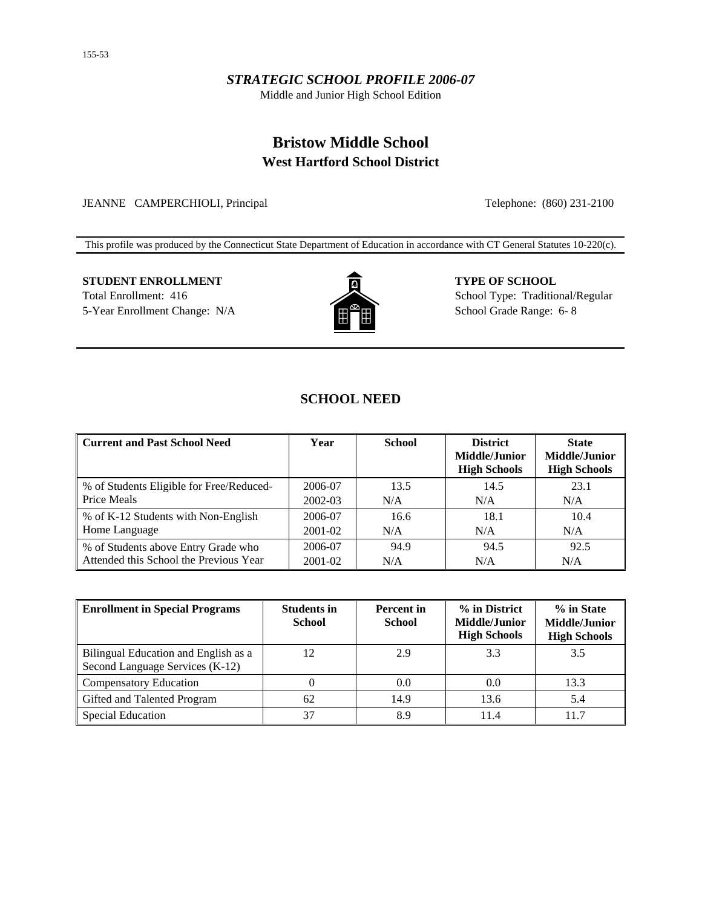155-53

*STRATEGIC SCHOOL PROFILE 2006-07*

Middle and Junior High School Edition

# Bristow Middle School

## West Hartford School District

JEANNE CAMPERCHIOLI, Principal

Telephone: (860) 231-2100

This profile was produced by the Connecticut State Department of Education in accordance with CT General Statutes 10-220(c).

**STUDENT ENROLLMENT**

Total Enrollment: 416

5-Year Enrollment Change: N/A

**TYPE OF SCHOOL**

School Type: Traditional/Regular

School Grade Range: 6- 8

## SCHOOL NEED

| Current and Past School Need | Year | School | District Middle/Junior High Schools | State Middle/Junior High Schools |
|---|---|---|---|---|
| % of Students Eligible for Free/Reduced-Price Meals | 2006-07 | 13.5 | 14.5 | 23.1 |
| | 2002-03 | N/A | N/A | N/A |
| % of K-12 Students with Non-English Home Language | 2006-07 | 16.6 | 18.1 | 10.4 |
| | 2001-02 | N/A | N/A | N/A |
| % of Students above Entry Grade who Attended this School the Previous Year | 2006-07 | 94.9 | 94.5 | 92.5 |
| | 2001-02 | N/A | N/A | N/A |

| Enrollment in Special Programs | Students in School | Percent in School | % in District Middle/Junior High Schools | % in State Middle/Junior High Schools |
|---|---|---|---|---|
| Bilingual Education and English as a Second Language Services (K-12) | 12 | 2.9 | 3.3 | 3.5 |
| Compensatory Education | 0 | 0.0 | 0.0 | 13.3 |
| Gifted and Talented Program | 62 | 14.9 | 13.6 | 5.4 |
| Special Education | 37 | 8.9 | 11.4 | 11.7 |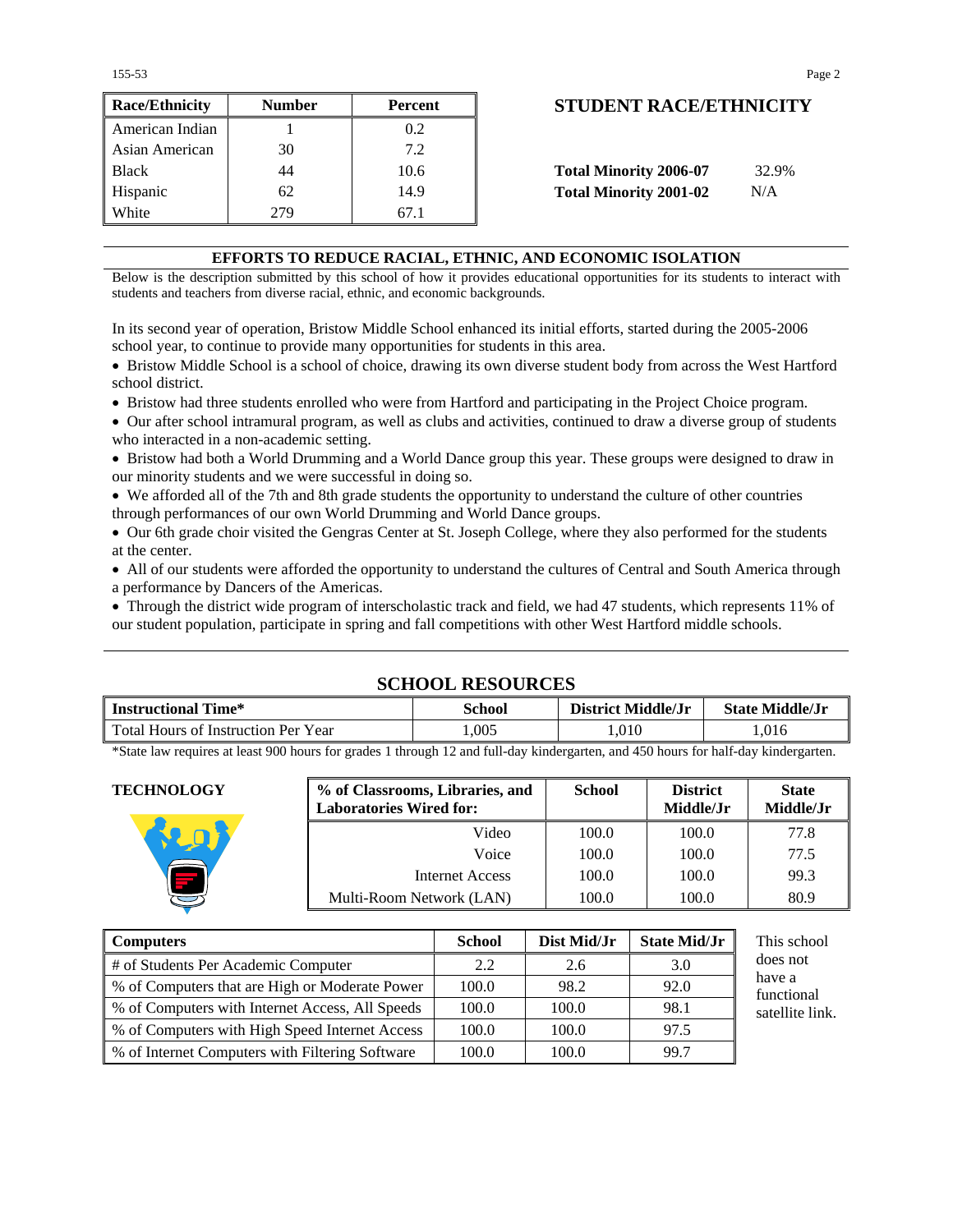| Race/Ethnicity | Number | Percent |
|---|---|---|
| American Indian | 1 | 0.2 |
| Asian American | 30 | 7.2 |
| Black | 44 | 10.6 |
| Hispanic | 62 | 14.9 |
| White | 279 | 67.1 |

## STUDENT RACE/ETHNICITY

**Total Minority 2006-07** 32.9%

**Total Minority 2001-02** N/A

## EFFORTS TO REDUCE RACIAL, ETHNIC, AND ECONOMIC ISOLATION

Below is the description submitted by this school of how it provides educational opportunities for its students to interact with students and teachers from diverse racial, ethnic, and economic backgrounds.

In its second year of operation, Bristow Middle School enhanced its initial efforts, started during the 2005-2006 school year, to continue to provide many opportunities for students in this area.

- Bristow Middle School is a school of choice, drawing its own diverse student body from across the West Hartford school district.
- Bristow had three students enrolled who were from Hartford and participating in the Project Choice program.
- Our after school intramural program, as well as clubs and activities, continued to draw a diverse group of students who interacted in a non-academic setting.
- Bristow had both a World Drumming and a World Dance group this year. These groups were designed to draw in our minority students and we were successful in doing so.
- We afforded all of the 7th and 8th grade students the opportunity to understand the culture of other countries through performances of our own World Drumming and World Dance groups.
- Our 6th grade choir visited the Gengras Center at St. Joseph College, where they also performed for the students at the center.
- All of our students were afforded the opportunity to understand the cultures of Central and South America through a performance by Dancers of the Americas.
- Through the district wide program of interscholastic track and field, we had 47 students, which represents 11% of our student population, participate in spring and fall competitions with other West Hartford middle schools.

## SCHOOL RESOURCES

| Instructional Time* | School | District Middle/Jr | State Middle/Jr |
|---|---|---|---|
| Total Hours of Instruction Per Year | 1,005 | 1,010 | 1,016 |

*State law requires at least 900 hours for grades 1 through 12 and full-day kindergarten, and 450 hours for half-day kindergarten.

### TECHNOLOGY

| % of Classrooms, Libraries, and Laboratories Wired for: | School | District Middle/Jr | State Middle/Jr |
|---|---|---|---|
| Video | 100.0 | 100.0 | 77.8 |
| Voice | 100.0 | 100.0 | 77.5 |
| Internet Access | 100.0 | 100.0 | 99.3 |
| Multi-Room Network (LAN) | 100.0 | 100.0 | 80.9 |

| Computers | School | Dist Mid/Jr | State Mid/Jr |
|---|---|---|---|
| # of Students Per Academic Computer | 2.2 | 2.6 | 3.0 |
| % of Computers that are High or Moderate Power | 100.0 | 98.2 | 92.0 |
| % of Computers with Internet Access, All Speeds | 100.0 | 100.0 | 98.1 |
| % of Computers with High Speed Internet Access | 100.0 | 100.0 | 97.5 |
| % of Internet Computers with Filtering Software | 100.0 | 100.0 | 99.7 |

This school does not have a functional satellite link.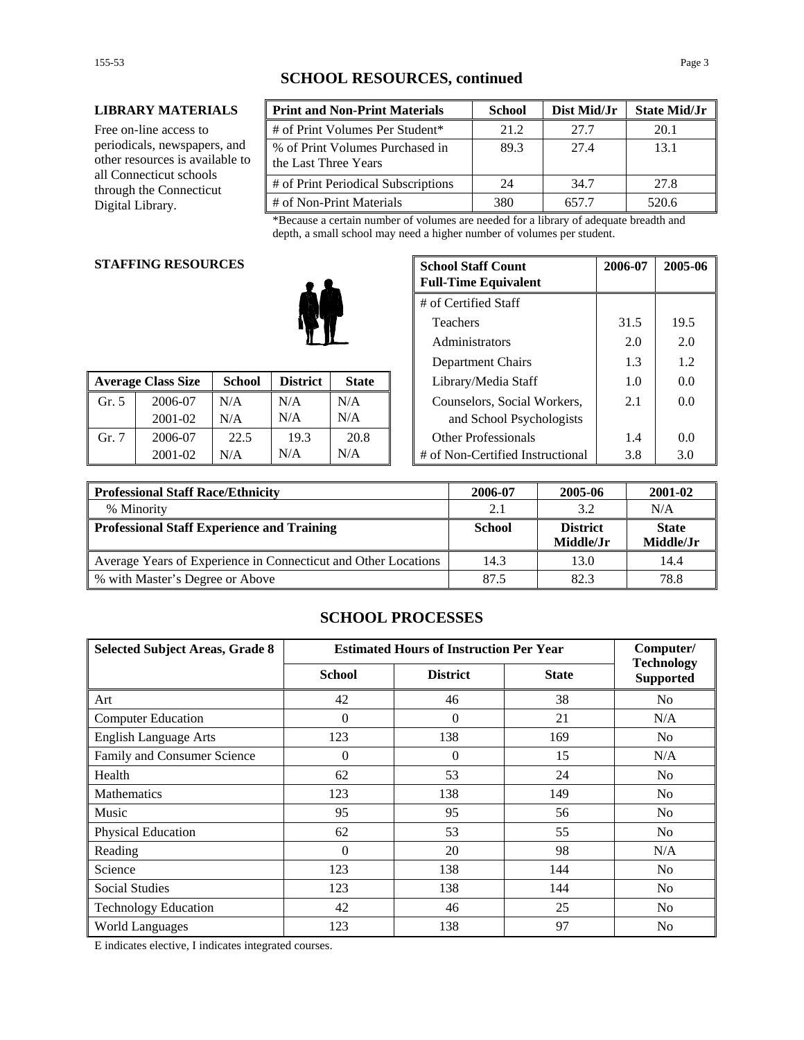## SCHOOL RESOURCES, continued

**LIBRARY MATERIALS**

Free on-line access to periodicals, newspapers, and other resources is available to all Connecticut schools through the Connecticut Digital Library.

| Print and Non-Print Materials | School | Dist Mid/Jr | State Mid/Jr |
|---|---|---|---|
| # of Print Volumes Per Student* | 21.2 | 27.7 | 20.1 |
| % of Print Volumes Purchased in the Last Three Years | 89.3 | 27.4 | 13.1 |
| # of Print Periodical Subscriptions | 24 | 34.7 | 27.8 |
| # of Non-Print Materials | 380 | 657.7 | 520.6 |

*Because a certain number of volumes are needed for a library of adequate breadth and depth, a small school may need a higher number of volumes per student.

**STAFFING RESOURCES**

| School Staff Count Full-Time Equivalent | 2006-07 | 2005-06 |
|---|---|---|
| # of Certified Staff | | |
| Teachers | 31.5 | 19.5 |
| Administrators | 2.0 | 2.0 |
| Department Chairs | 1.3 | 1.2 |
| Library/Media Staff | 1.0 | 0.0 |
| Counselors, Social Workers, and School Psychologists | 2.1 | 0.0 |
| Other Professionals | 1.4 | 0.0 |
| # of Non-Certified Instructional | 3.8 | 3.0 |

| Average Class Size | | School | District | State |
|---|---|---|---|---|
| Gr. 5 | 2006-07 | N/A | N/A | N/A |
| | 2001-02 | N/A | N/A | N/A |
| Gr. 7 | 2006-07 | 22.5 | 19.3 | 20.8 |
| | 2001-02 | N/A | N/A | N/A |

| Professional Staff Race/Ethnicity | 2006-07 | 2005-06 | 2001-02 |
|---|---|---|---|
| % Minority | 2.1 | 3.2 | N/A |
| **Professional Staff Experience and Training** | **School** | **District Middle/Jr** | **State Middle/Jr** |
| Average Years of Experience in Connecticut and Other Locations | 14.3 | 13.0 | 14.4 |
| % with Master's Degree or Above | 87.5 | 82.3 | 78.8 |

## SCHOOL PROCESSES

| Selected Subject Areas, Grade 8 | Estimated Hours of Instruction Per Year | | | Computer/ Technology Supported |
|---|---|---|---|---|
| | School | District | State | |
| Art | 42 | 46 | 38 | No |
| Computer Education | 0 | 0 | 21 | N/A |
| English Language Arts | 123 | 138 | 169 | No |
| Family and Consumer Science | 0 | 0 | 15 | N/A |
| Health | 62 | 53 | 24 | No |
| Mathematics | 123 | 138 | 149 | No |
| Music | 95 | 95 | 56 | No |
| Physical Education | 62 | 53 | 55 | No |
| Reading | 0 | 20 | 98 | N/A |
| Science | 123 | 138 | 144 | No |
| Social Studies | 123 | 138 | 144 | No |
| Technology Education | 42 | 46 | 25 | No |
| World Languages | 123 | 138 | 97 | No |

E indicates elective, I indicates integrated courses.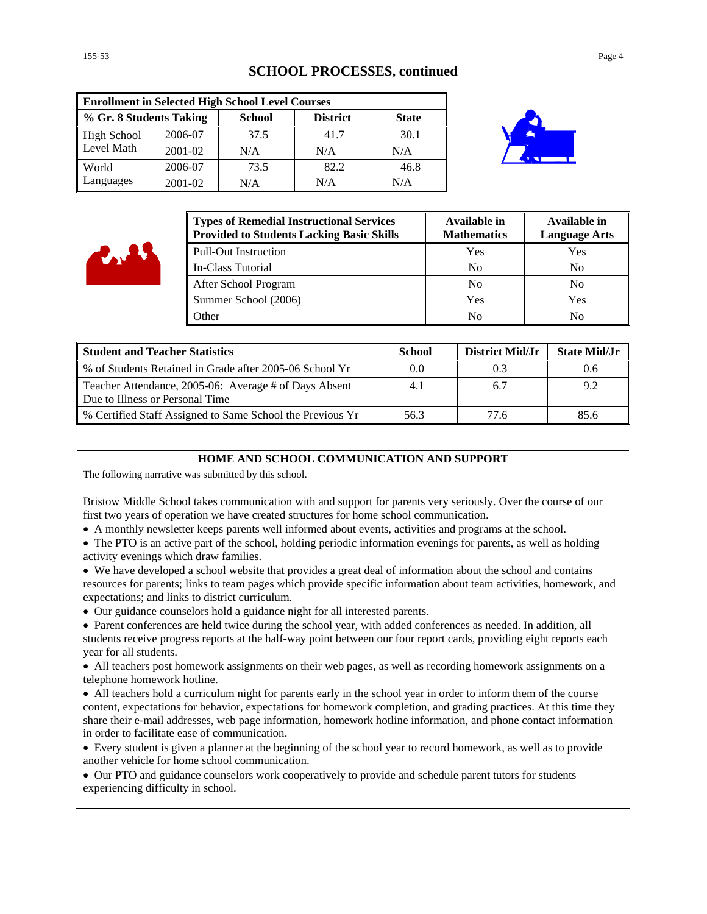## SCHOOL PROCESSES, continued

| Enrollment in Selected High School Level Courses | | | | |
|---|---|---|---|---|
| % Gr. 8 Students Taking | | School | District | State |
| High School Level Math | 2006-07 | 37.5 | 41.7 | 30.1 |
| | 2001-02 | N/A | N/A | N/A |
| World Languages | 2006-07 | 73.5 | 82.2 | 46.8 |
| | 2001-02 | N/A | N/A | N/A |

| Types of Remedial Instructional Services Provided to Students Lacking Basic Skills | Available in Mathematics | Available in Language Arts |
|---|---|---|
| Pull-Out Instruction | Yes | Yes |
| In-Class Tutorial | No | No |
| After School Program | No | No |
| Summer School (2006) | Yes | Yes |
| Other | No | No |

| Student and Teacher Statistics | School | District Mid/Jr | State Mid/Jr |
|---|---|---|---|
| % of Students Retained in Grade after 2005-06 School Yr | 0.0 | 0.3 | 0.6 |
| Teacher Attendance, 2005-06: Average # of Days Absent Due to Illness or Personal Time | 4.1 | 6.7 | 9.2 |
| % Certified Staff Assigned to Same School the Previous Yr | 56.3 | 77.6 | 85.6 |

## HOME AND SCHOOL COMMUNICATION AND SUPPORT

The following narrative was submitted by this school.

Bristow Middle School takes communication with and support for parents very seriously. Over the course of our first two years of operation we have created structures for home school communication.

- A monthly newsletter keeps parents well informed about events, activities and programs at the school.
- The PTO is an active part of the school, holding periodic information evenings for parents, as well as holding activity evenings which draw families.
- We have developed a school website that provides a great deal of information about the school and contains resources for parents; links to team pages which provide specific information about team activities, homework, and expectations; and links to district curriculum.
- Our guidance counselors hold a guidance night for all interested parents.
- Parent conferences are held twice during the school year, with added conferences as needed. In addition, all students receive progress reports at the half-way point between our four report cards, providing eight reports each year for all students.
- All teachers post homework assignments on their web pages, as well as recording homework assignments on a telephone homework hotline.
- All teachers hold a curriculum night for parents early in the school year in order to inform them of the course content, expectations for behavior, expectations for homework completion, and grading practices. At this time they share their e-mail addresses, web page information, homework hotline information, and phone contact information in order to facilitate ease of communication.
- Every student is given a planner at the beginning of the school year to record homework, as well as to provide another vehicle for home school communication.
- Our PTO and guidance counselors work cooperatively to provide and schedule parent tutors for students experiencing difficulty in school.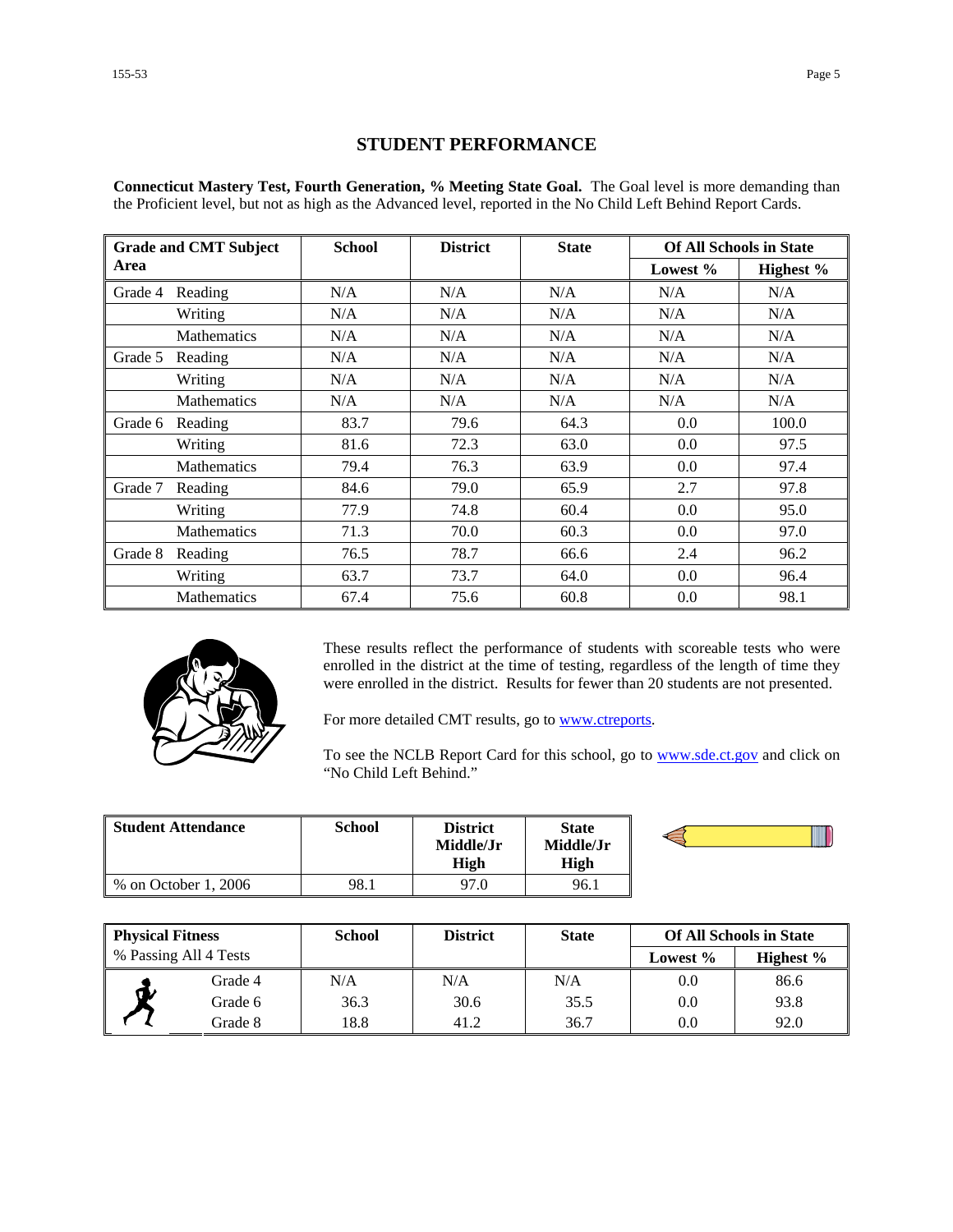## STUDENT PERFORMANCE

**Connecticut Mastery Test, Fourth Generation, % Meeting State Goal.** The Goal level is more demanding than the Proficient level, but not as high as the Advanced level, reported in the No Child Left Behind Report Cards.

| Grade and CMT Subject Area | | School | District | State | Of All Schools in State | |
|---|---|---|---|---|---|---|
| | | | | | Lowest % | Highest % |
| Grade 4 | Reading | N/A | N/A | N/A | N/A | N/A |
| | Writing | N/A | N/A | N/A | N/A | N/A |
| | Mathematics | N/A | N/A | N/A | N/A | N/A |
| Grade 5 | Reading | N/A | N/A | N/A | N/A | N/A |
| | Writing | N/A | N/A | N/A | N/A | N/A |
| | Mathematics | N/A | N/A | N/A | N/A | N/A |
| Grade 6 | Reading | 83.7 | 79.6 | 64.3 | 0.0 | 100.0 |
| | Writing | 81.6 | 72.3 | 63.0 | 0.0 | 97.5 |
| | Mathematics | 79.4 | 76.3 | 63.9 | 0.0 | 97.4 |
| Grade 7 | Reading | 84.6 | 79.0 | 65.9 | 2.7 | 97.8 |
| | Writing | 77.9 | 74.8 | 60.4 | 0.0 | 95.0 |
| | Mathematics | 71.3 | 70.0 | 60.3 | 0.0 | 97.0 |
| Grade 8 | Reading | 76.5 | 78.7 | 66.6 | 2.4 | 96.2 |
| | Writing | 63.7 | 73.7 | 64.0 | 0.0 | 96.4 |
| | Mathematics | 67.4 | 75.6 | 60.8 | 0.0 | 98.1 |

These results reflect the performance of students with scoreable tests who were enrolled in the district at the time of testing, regardless of the length of time they were enrolled in the district. Results for fewer than 20 students are not presented.

For more detailed CMT results, go to www.ctreports.

To see the NCLB Report Card for this school, go to www.sde.ct.gov and click on "No Child Left Behind."

| Student Attendance | School | District Middle/Jr High | State Middle/Jr High |
|---|---|---|---|
| % on October 1, 2006 | 98.1 | 97.0 | 96.1 |

| Physical Fitness<br>% Passing All 4 Tests | School | District | State | Of All Schools in State | |
|---|---|---|---|---|---|
| | | | | Lowest % | Highest % |
| Grade 4 | N/A | N/A | N/A | 0.0 | 86.6 |
| Grade 6 | 36.3 | 30.6 | 35.5 | 0.0 | 93.8 |
| Grade 8 | 18.8 | 41.2 | 36.7 | 0.0 | 92.0 |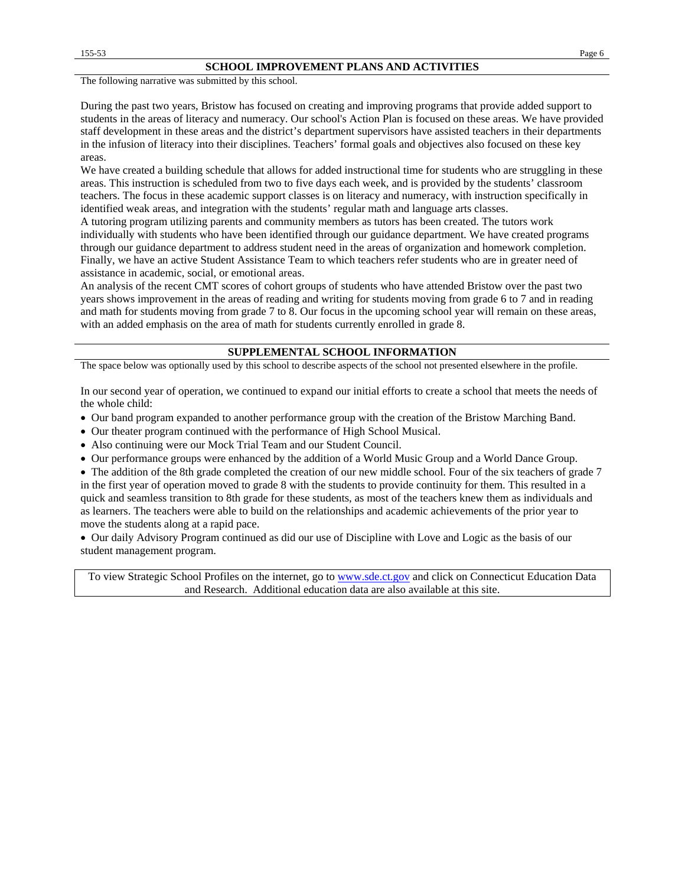## SCHOOL IMPROVEMENT PLANS AND ACTIVITIES

The following narrative was submitted by this school.

During the past two years, Bristow has focused on creating and improving programs that provide added support to students in the areas of literacy and numeracy. Our school's Action Plan is focused on these areas. We have provided staff development in these areas and the district's department supervisors have assisted teachers in their departments in the infusion of literacy into their disciplines. Teachers' formal goals and objectives also focused on these key areas.

We have created a building schedule that allows for added instructional time for students who are struggling in these areas. This instruction is scheduled from two to five days each week, and is provided by the students' classroom teachers. The focus in these academic support classes is on literacy and numeracy, with instruction specifically in identified weak areas, and integration with the students' regular math and language arts classes.

A tutoring program utilizing parents and community members as tutors has been created. The tutors work individually with students who have been identified through our guidance department. We have created programs through our guidance department to address student need in the areas of organization and homework completion. Finally, we have an active Student Assistance Team to which teachers refer students who are in greater need of assistance in academic, social, or emotional areas.

An analysis of the recent CMT scores of cohort groups of students who have attended Bristow over the past two years shows improvement in the areas of reading and writing for students moving from grade 6 to 7 and in reading and math for students moving from grade 7 to 8. Our focus in the upcoming school year will remain on these areas, with an added emphasis on the area of math for students currently enrolled in grade 8.

## SUPPLEMENTAL SCHOOL INFORMATION

The space below was optionally used by this school to describe aspects of the school not presented elsewhere in the profile.

In our second year of operation, we continued to expand our initial efforts to create a school that meets the needs of the whole child:

- Our band program expanded to another performance group with the creation of the Bristow Marching Band.
- Our theater program continued with the performance of High School Musical.
- Also continuing were our Mock Trial Team and our Student Council.
- Our performance groups were enhanced by the addition of a World Music Group and a World Dance Group.
- The addition of the 8th grade completed the creation of our new middle school. Four of the six teachers of grade 7 in the first year of operation moved to grade 8 with the students to provide continuity for them. This resulted in a quick and seamless transition to 8th grade for these students, as most of the teachers knew them as individuals and as learners. The teachers were able to build on the relationships and academic achievements of the prior year to move the students along at a rapid pace.
- Our daily Advisory Program continued as did our use of Discipline with Love and Logic as the basis of our student management program.

To view Strategic School Profiles on the internet, go to www.sde.ct.gov and click on Connecticut Education Data and Research. Additional education data are also available at this site.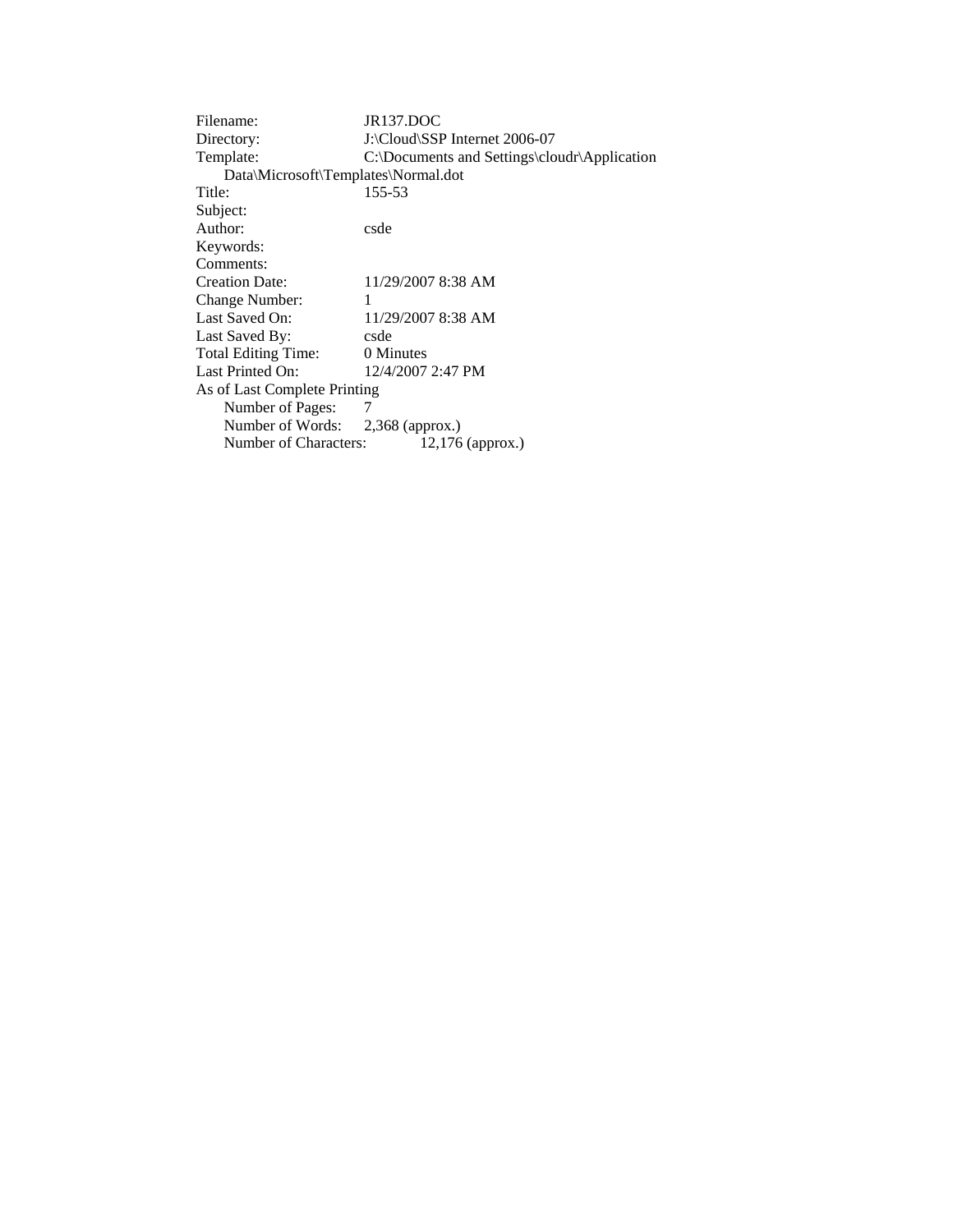Filename: JR137.DOC
Directory: J:\Cloud\SSP Internet 2006-07
Template: C:\Documents and Settings\cloudr\Application Data\Microsoft\Templates\Normal.dot
Title: 155-53
Subject:
Author: csde
Keywords:
Comments:
Creation Date: 11/29/2007 8:38 AM
Change Number: 1
Last Saved On: 11/29/2007 8:38 AM
Last Saved By: csde
Total Editing Time: 0 Minutes
Last Printed On: 12/4/2007 2:47 PM
As of Last Complete Printing
    Number of Pages: 7
    Number of Words: 2,368 (approx.)
    Number of Characters: 12,176 (approx.)